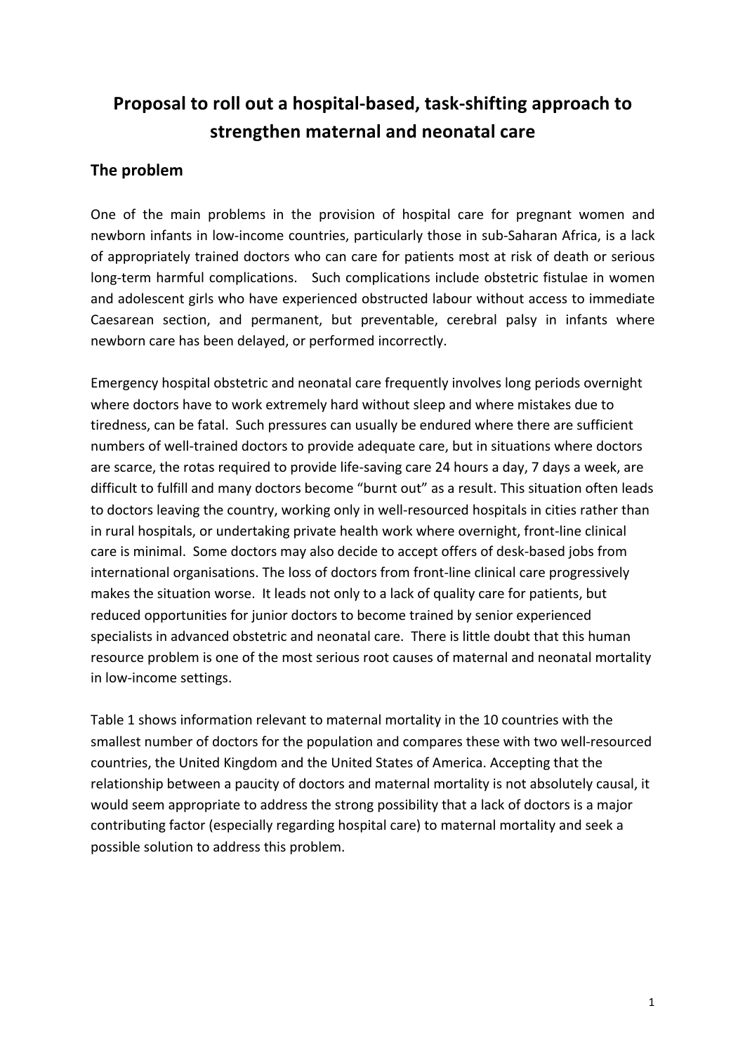# Proposal to roll out a hospital-based, task-shifting approach to strengthen maternal and neonatal care

## The problem

One of the main problems in the provision of hospital care for pregnant women and newborn infants in low-income countries, particularly those in sub-Saharan Africa, is a lack of appropriately trained doctors who can care for patients most at risk of death or serious long-term harmful complications. Such complications include obstetric fistulae in women and adolescent girls who have experienced obstructed labour without access to immediate Caesarean section, and permanent, but preventable, cerebral palsy in infants where newborn care has been delayed, or performed incorrectly.

Emergency hospital obstetric and neonatal care frequently involves long periods overnight where doctors have to work extremely hard without sleep and where mistakes due to tiredness, can be fatal. Such pressures can usually be endured where there are sufficient numbers of well-trained doctors to provide adequate care, but in situations where doctors are scarce, the rotas required to provide life-saving care 24 hours a day, 7 days a week, are difficult to fulfill and many doctors become "burnt out" as a result. This situation often leads to doctors leaving the country, working only in well-resourced hospitals in cities rather than in rural hospitals, or undertaking private health work where overnight, front-line clinical care is minimal. Some doctors may also decide to accept offers of desk-based jobs from international organisations. The loss of doctors from front-line clinical care progressively makes the situation worse. It leads not only to a lack of quality care for patients, but reduced opportunities for junior doctors to become trained by senior experienced specialists in advanced obstetric and neonatal care. There is little doubt that this human resource problem is one of the most serious root causes of maternal and neonatal mortality in low-income settings.

Table 1 shows information relevant to maternal mortality in the 10 countries with the smallest number of doctors for the population and compares these with two well-resourced countries, the United Kingdom and the United States of America. Accepting that the relationship between a paucity of doctors and maternal mortality is not absolutely causal, it would seem appropriate to address the strong possibility that a lack of doctors is a major contributing factor (especially regarding hospital care) to maternal mortality and seek a possible solution to address this problem.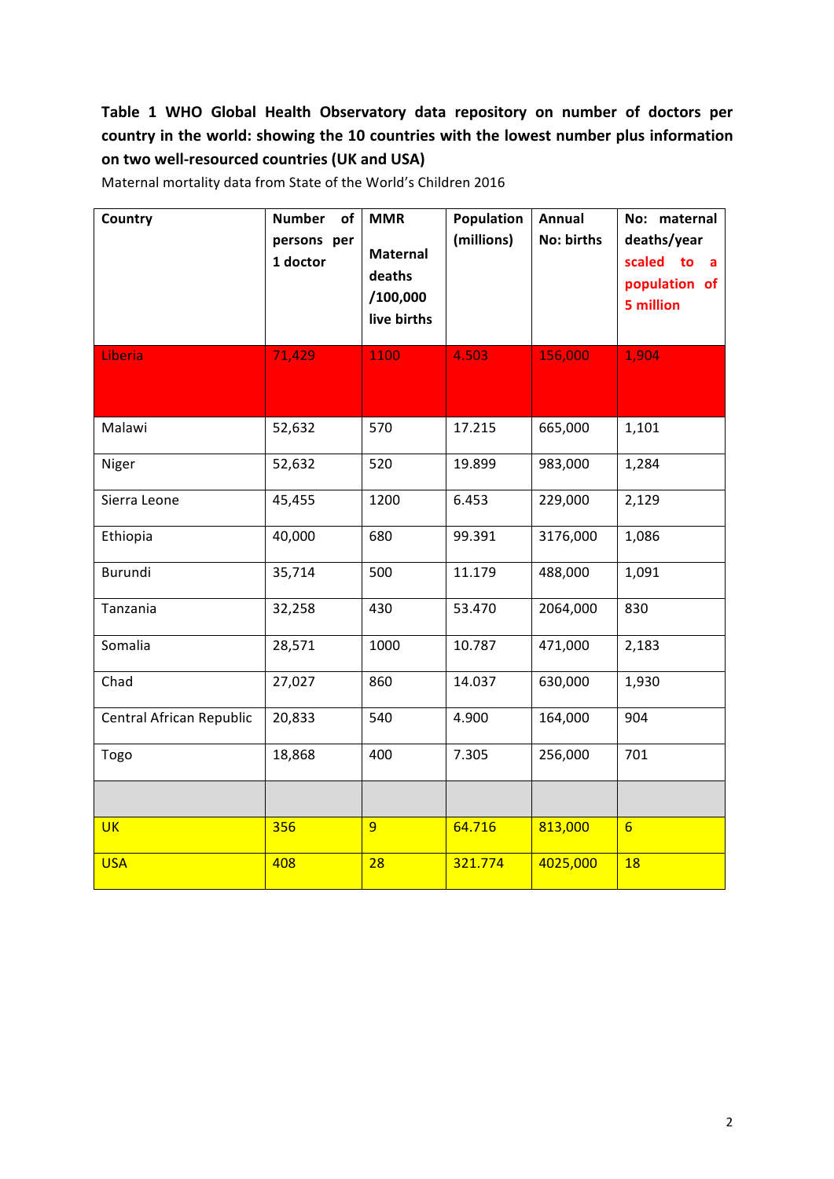**Table 1 WHO Global Health Observatory data repository on number of doctors per country in the world: showing the 10 countries with the lowest number plus information on two well-resourced countries (UK and USA)**

Maternal mortality data from State of the World's Children 2016

| Country | Number of persons per 1 doctor | MMR Maternal deaths /100,000 live births | Population (millions) | Annual No: births | No: maternal deaths/year scaled to a population of 5 million |
|---|---|---|---|---|---|
| Liberia | 71,429 | 1100 | 4.503 | 156,000 | 1,904 |
| Malawi | 52,632 | 570 | 17.215 | 665,000 | 1,101 |
| Niger | 52,632 | 520 | 19.899 | 983,000 | 1,284 |
| Sierra Leone | 45,455 | 1200 | 6.453 | 229,000 | 2,129 |
| Ethiopia | 40,000 | 680 | 99.391 | 3176,000 | 1,086 |
| Burundi | 35,714 | 500 | 11.179 | 488,000 | 1,091 |
| Tanzania | 32,258 | 430 | 53.470 | 2064,000 | 830 |
| Somalia | 28,571 | 1000 | 10.787 | 471,000 | 2,183 |
| Chad | 27,027 | 860 | 14.037 | 630,000 | 1,930 |
| Central African Republic | 20,833 | 540 | 4.900 | 164,000 | 904 |
| Togo | 18,868 | 400 | 7.305 | 256,000 | 701 |
| | | | | | |
| UK | 356 | 9 | 64.716 | 813,000 | 6 |
| USA | 408 | 28 | 321.774 | 4025,000 | 18 |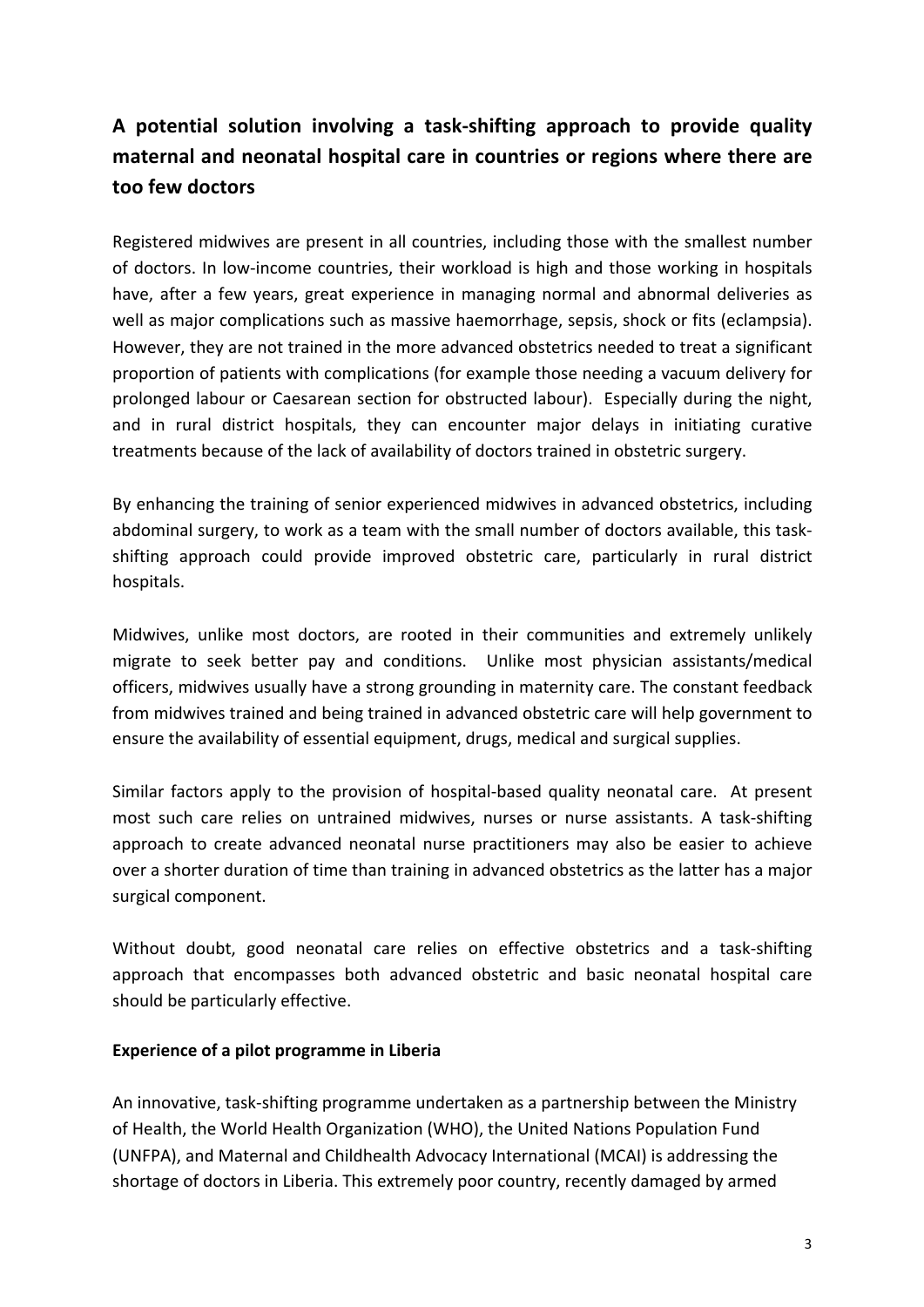## A potential solution involving a task-shifting approach to provide quality maternal and neonatal hospital care in countries or regions where there are too few doctors

Registered midwives are present in all countries, including those with the smallest number of doctors. In low-income countries, their workload is high and those working in hospitals have, after a few years, great experience in managing normal and abnormal deliveries as well as major complications such as massive haemorrhage, sepsis, shock or fits (eclampsia). However, they are not trained in the more advanced obstetrics needed to treat a significant proportion of patients with complications (for example those needing a vacuum delivery for prolonged labour or Caesarean section for obstructed labour). Especially during the night, and in rural district hospitals, they can encounter major delays in initiating curative treatments because of the lack of availability of doctors trained in obstetric surgery.

By enhancing the training of senior experienced midwives in advanced obstetrics, including abdominal surgery, to work as a team with the small number of doctors available, this task-shifting approach could provide improved obstetric care, particularly in rural district hospitals.

Midwives, unlike most doctors, are rooted in their communities and extremely unlikely migrate to seek better pay and conditions. Unlike most physician assistants/medical officers, midwives usually have a strong grounding in maternity care. The constant feedback from midwives trained and being trained in advanced obstetric care will help government to ensure the availability of essential equipment, drugs, medical and surgical supplies.

Similar factors apply to the provision of hospital-based quality neonatal care. At present most such care relies on untrained midwives, nurses or nurse assistants. A task-shifting approach to create advanced neonatal nurse practitioners may also be easier to achieve over a shorter duration of time than training in advanced obstetrics as the latter has a major surgical component.

Without doubt, good neonatal care relies on effective obstetrics and a task-shifting approach that encompasses both advanced obstetric and basic neonatal hospital care should be particularly effective.

**Experience of a pilot programme in Liberia**

An innovative, task-shifting programme undertaken as a partnership between the Ministry of Health, the World Health Organization (WHO), the United Nations Population Fund (UNFPA), and Maternal and Childhealth Advocacy International (MCAI) is addressing the shortage of doctors in Liberia. This extremely poor country, recently damaged by armed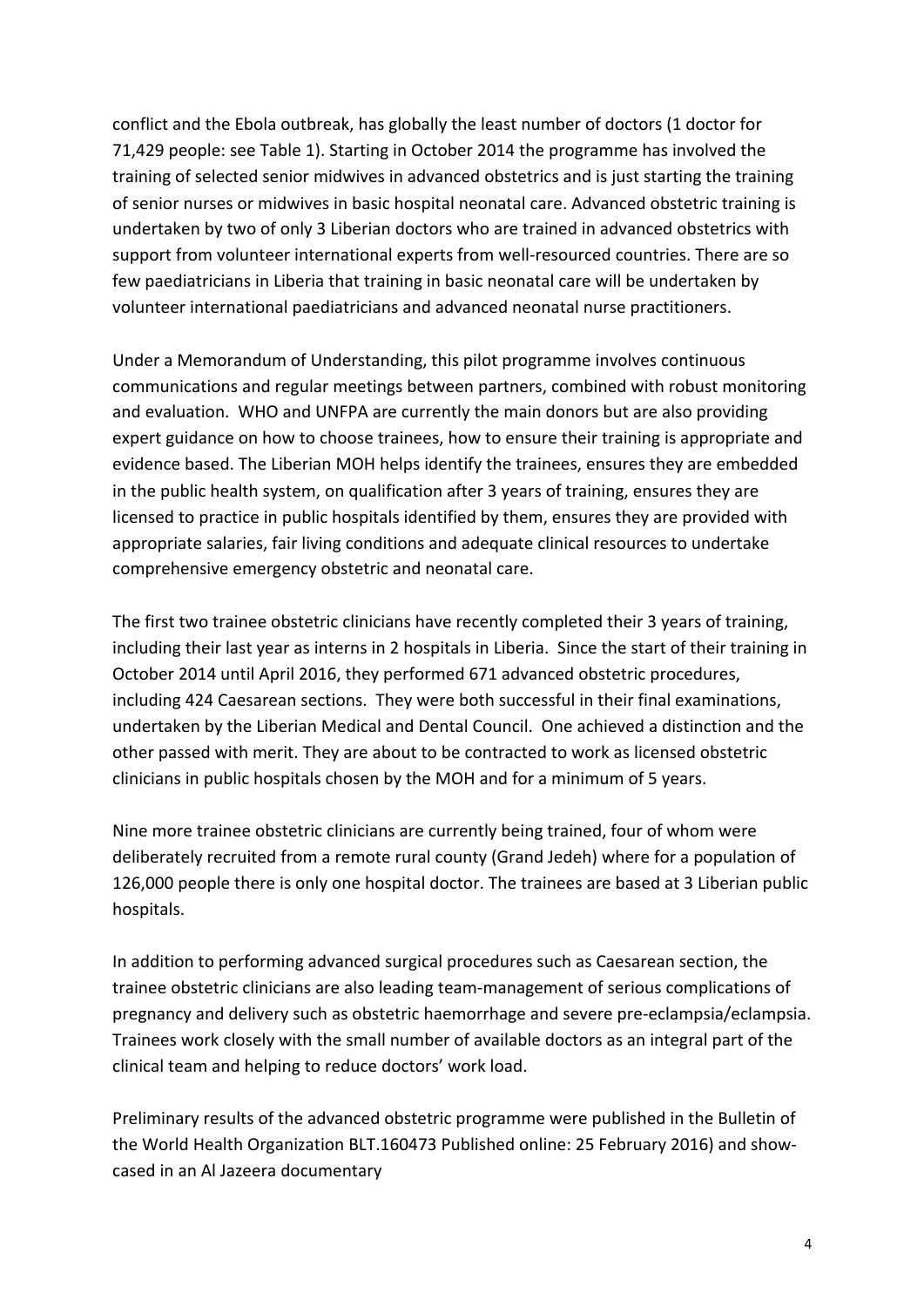conflict and the Ebola outbreak, has globally the least number of doctors (1 doctor for 71,429 people: see Table 1). Starting in October 2014 the programme has involved the training of selected senior midwives in advanced obstetrics and is just starting the training of senior nurses or midwives in basic hospital neonatal care. Advanced obstetric training is undertaken by two of only 3 Liberian doctors who are trained in advanced obstetrics with support from volunteer international experts from well-resourced countries. There are so few paediatricians in Liberia that training in basic neonatal care will be undertaken by volunteer international paediatricians and advanced neonatal nurse practitioners.

Under a Memorandum of Understanding, this pilot programme involves continuous communications and regular meetings between partners, combined with robust monitoring and evaluation. WHO and UNFPA are currently the main donors but are also providing expert guidance on how to choose trainees, how to ensure their training is appropriate and evidence based. The Liberian MOH helps identify the trainees, ensures they are embedded in the public health system, on qualification after 3 years of training, ensures they are licensed to practice in public hospitals identified by them, ensures they are provided with appropriate salaries, fair living conditions and adequate clinical resources to undertake comprehensive emergency obstetric and neonatal care.

The first two trainee obstetric clinicians have recently completed their 3 years of training, including their last year as interns in 2 hospitals in Liberia. Since the start of their training in October 2014 until April 2016, they performed 671 advanced obstetric procedures, including 424 Caesarean sections. They were both successful in their final examinations, undertaken by the Liberian Medical and Dental Council. One achieved a distinction and the other passed with merit. They are about to be contracted to work as licensed obstetric clinicians in public hospitals chosen by the MOH and for a minimum of 5 years.

Nine more trainee obstetric clinicians are currently being trained, four of whom were deliberately recruited from a remote rural county (Grand Jedeh) where for a population of 126,000 people there is only one hospital doctor. The trainees are based at 3 Liberian public hospitals.

In addition to performing advanced surgical procedures such as Caesarean section, the trainee obstetric clinicians are also leading team-management of serious complications of pregnancy and delivery such as obstetric haemorrhage and severe pre-eclampsia/eclampsia. Trainees work closely with the small number of available doctors as an integral part of the clinical team and helping to reduce doctors' work load.

Preliminary results of the advanced obstetric programme were published in the Bulletin of the World Health Organization BLT.160473 Published online: 25 February 2016) and show-cased in an Al Jazeera documentary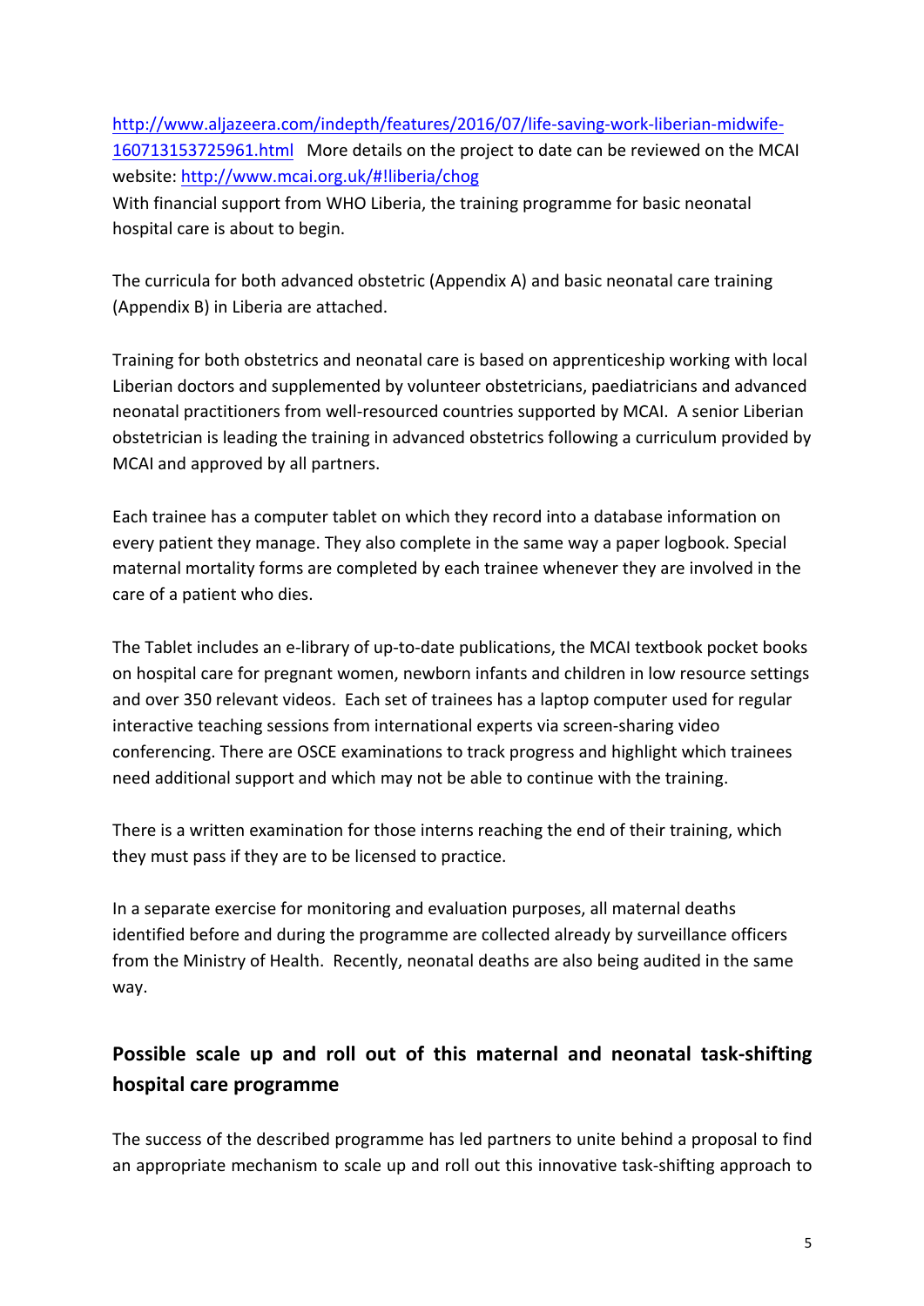http://www.aljazeera.com/indepth/features/2016/07/life-saving-work-liberian-midwife-160713153725961.html More details on the project to date can be reviewed on the MCAI website: http://www.mcai.org.uk/#!liberia/chog
With financial support from WHO Liberia, the training programme for basic neonatal hospital care is about to begin.

The curricula for both advanced obstetric (Appendix A) and basic neonatal care training (Appendix B) in Liberia are attached.

Training for both obstetrics and neonatal care is based on apprenticeship working with local Liberian doctors and supplemented by volunteer obstetricians, paediatricians and advanced neonatal practitioners from well-resourced countries supported by MCAI. A senior Liberian obstetrician is leading the training in advanced obstetrics following a curriculum provided by MCAI and approved by all partners.

Each trainee has a computer tablet on which they record into a database information on every patient they manage. They also complete in the same way a paper logbook. Special maternal mortality forms are completed by each trainee whenever they are involved in the care of a patient who dies.

The Tablet includes an e-library of up-to-date publications, the MCAI textbook pocket books on hospital care for pregnant women, newborn infants and children in low resource settings and over 350 relevant videos. Each set of trainees has a laptop computer used for regular interactive teaching sessions from international experts via screen-sharing video conferencing. There are OSCE examinations to track progress and highlight which trainees need additional support and which may not be able to continue with the training.

There is a written examination for those interns reaching the end of their training, which they must pass if they are to be licensed to practice.

In a separate exercise for monitoring and evaluation purposes, all maternal deaths identified before and during the programme are collected already by surveillance officers from the Ministry of Health. Recently, neonatal deaths are also being audited in the same way.

## Possible scale up and roll out of this maternal and neonatal task-shifting hospital care programme

The success of the described programme has led partners to unite behind a proposal to find an appropriate mechanism to scale up and roll out this innovative task-shifting approach to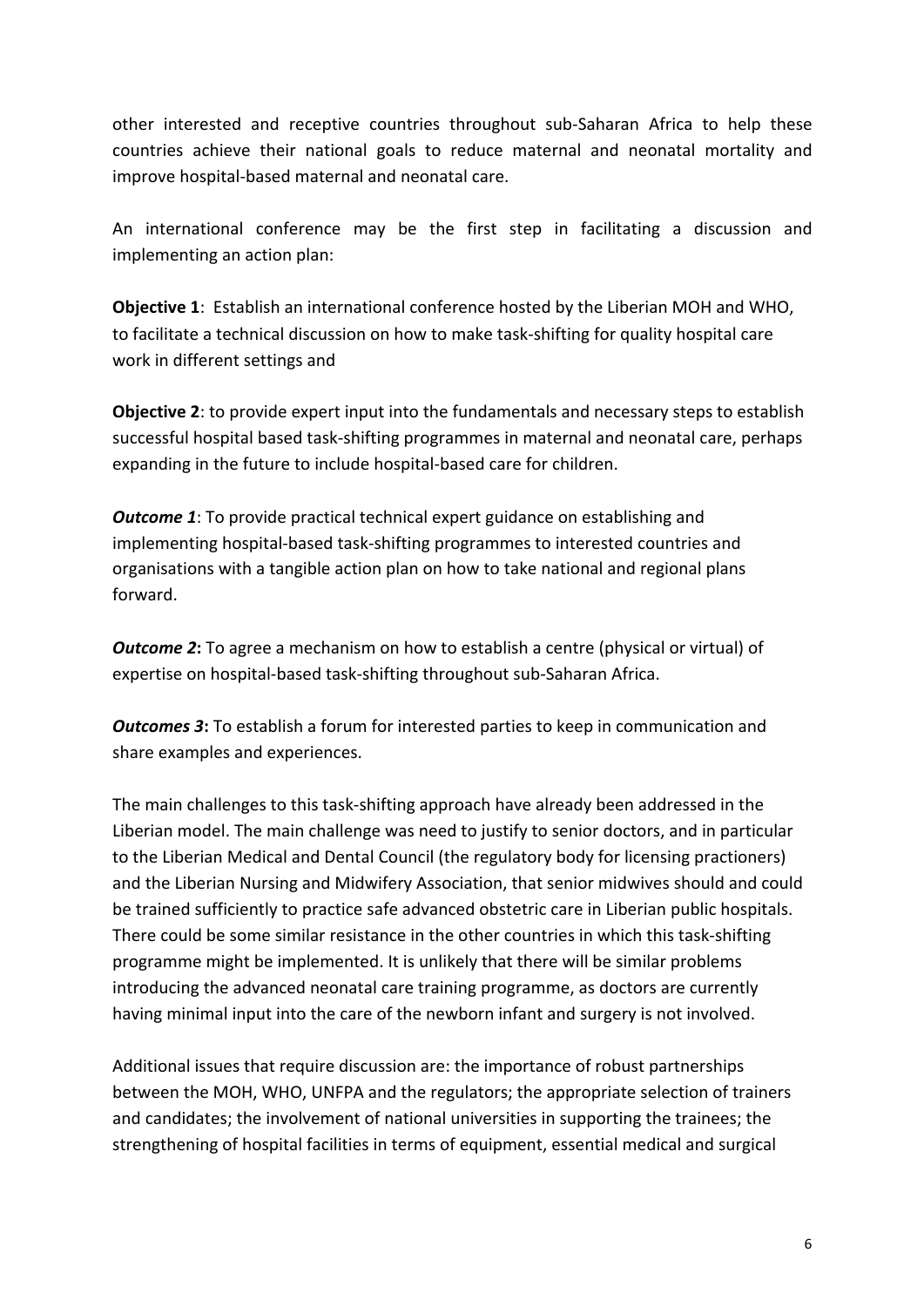other interested and receptive countries throughout sub-Saharan Africa to help these countries achieve their national goals to reduce maternal and neonatal mortality and improve hospital-based maternal and neonatal care.

An international conference may be the first step in facilitating a discussion and implementing an action plan:

**Objective 1**: Establish an international conference hosted by the Liberian MOH and WHO, to facilitate a technical discussion on how to make task-shifting for quality hospital care work in different settings and

**Objective 2**: to provide expert input into the fundamentals and necessary steps to establish successful hospital based task-shifting programmes in maternal and neonatal care, perhaps expanding in the future to include hospital-based care for children.

***Outcome 1***: To provide practical technical expert guidance on establishing and implementing hospital-based task-shifting programmes to interested countries and organisations with a tangible action plan on how to take national and regional plans forward.

***Outcome 2*****:** To agree a mechanism on how to establish a centre (physical or virtual) of expertise on hospital-based task-shifting throughout sub-Saharan Africa.

***Outcomes 3*****:** To establish a forum for interested parties to keep in communication and share examples and experiences.

The main challenges to this task-shifting approach have already been addressed in the Liberian model. The main challenge was need to justify to senior doctors, and in particular to the Liberian Medical and Dental Council (the regulatory body for licensing practioners) and the Liberian Nursing and Midwifery Association, that senior midwives should and could be trained sufficiently to practice safe advanced obstetric care in Liberian public hospitals. There could be some similar resistance in the other countries in which this task-shifting programme might be implemented. It is unlikely that there will be similar problems introducing the advanced neonatal care training programme, as doctors are currently having minimal input into the care of the newborn infant and surgery is not involved.

Additional issues that require discussion are: the importance of robust partnerships between the MOH, WHO, UNFPA and the regulators; the appropriate selection of trainers and candidates; the involvement of national universities in supporting the trainees; the strengthening of hospital facilities in terms of equipment, essential medical and surgical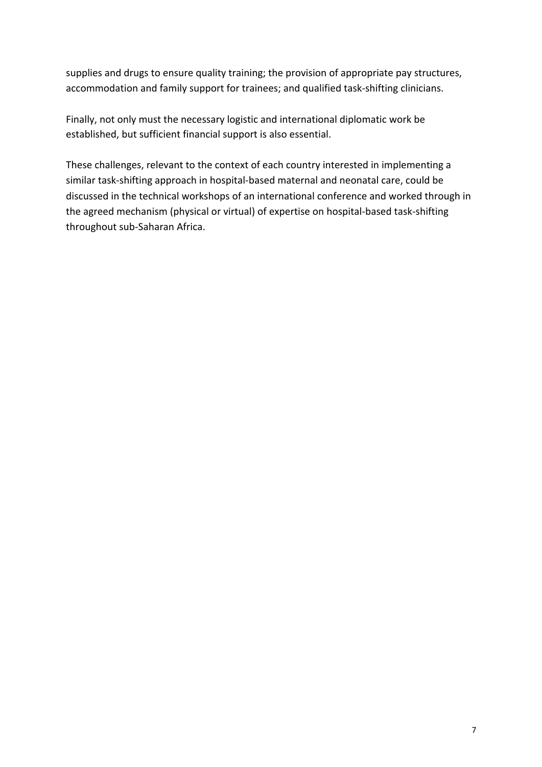supplies and drugs to ensure quality training; the provision of appropriate pay structures, accommodation and family support for trainees; and qualified task-shifting clinicians.

Finally, not only must the necessary logistic and international diplomatic work be established, but sufficient financial support is also essential.

These challenges, relevant to the context of each country interested in implementing a similar task-shifting approach in hospital-based maternal and neonatal care, could be discussed in the technical workshops of an international conference and worked through in the agreed mechanism (physical or virtual) of expertise on hospital-based task-shifting throughout sub-Saharan Africa.